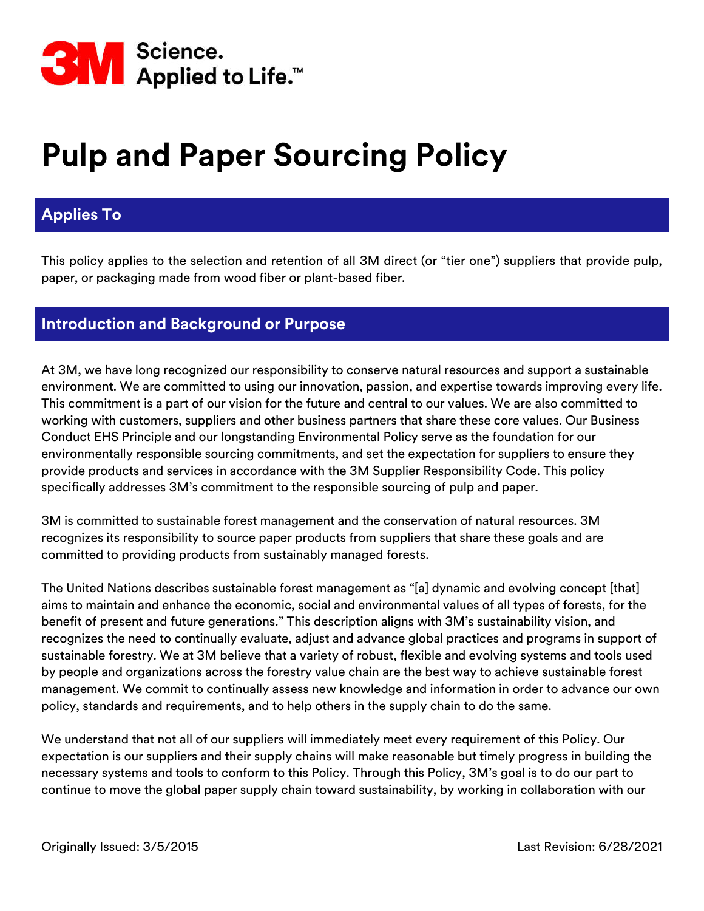3M Science. Applied to Life.™

# Pulp and Paper Sourcing Policy

## Applies To

This policy applies to the selection and retention of all 3M direct (or "tier one") suppliers that provide pulp, paper, or packaging made from wood fiber or plant-based fiber.

## Introduction and Background or Purpose

At 3M, we have long recognized our responsibility to conserve natural resources and support a sustainable environment. We are committed to using our innovation, passion, and expertise towards improving every life. This commitment is a part of our vision for the future and central to our values. We are also committed to working with customers, suppliers and other business partners that share these core values. Our Business Conduct EHS Principle and our longstanding Environmental Policy serve as the foundation for our environmentally responsible sourcing commitments, and set the expectation for suppliers to ensure they provide products and services in accordance with the 3M Supplier Responsibility Code. This policy specifically addresses 3M's commitment to the responsible sourcing of pulp and paper.

3M is committed to sustainable forest management and the conservation of natural resources. 3M recognizes its responsibility to source paper products from suppliers that share these goals and are committed to providing products from sustainably managed forests.

The United Nations describes sustainable forest management as "[a] dynamic and evolving concept [that] aims to maintain and enhance the economic, social and environmental values of all types of forests, for the benefit of present and future generations." This description aligns with 3M's sustainability vision, and recognizes the need to continually evaluate, adjust and advance global practices and programs in support of sustainable forestry. We at 3M believe that a variety of robust, flexible and evolving systems and tools used by people and organizations across the forestry value chain are the best way to achieve sustainable forest management. We commit to continually assess new knowledge and information in order to advance our own policy, standards and requirements, and to help others in the supply chain to do the same.

We understand that not all of our suppliers will immediately meet every requirement of this Policy. Our expectation is our suppliers and their supply chains will make reasonable but timely progress in building the necessary systems and tools to conform to this Policy. Through this Policy, 3M's goal is to do our part to continue to move the global paper supply chain toward sustainability, by working in collaboration with our

Originally Issued: 3/5/2015 Last Revision: 6/28/2021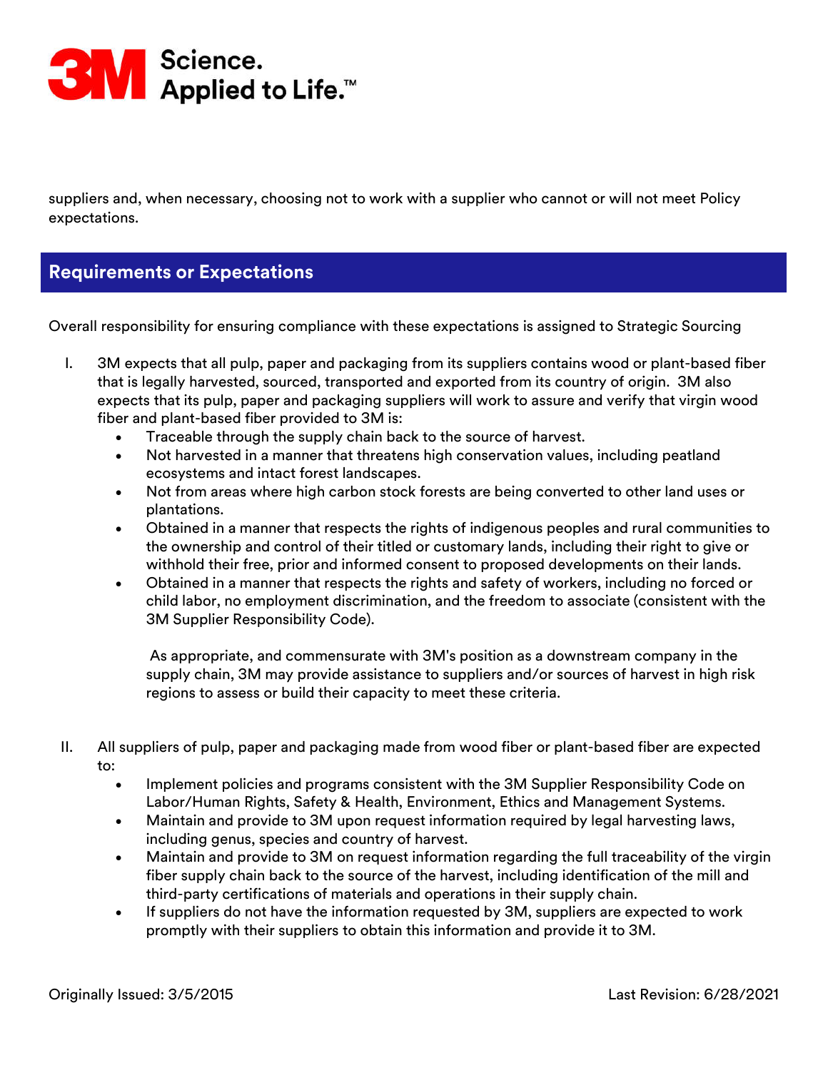suppliers and, when necessary, choosing not to work with a supplier who cannot or will not meet Policy expectations.

## Requirements or Expectations

Overall responsibility for ensuring compliance with these expectations is assigned to Strategic Sourcing

I. 3M expects that all pulp, paper and packaging from its suppliers contains wood or plant-based fiber that is legally harvested, sourced, transported and exported from its country of origin. 3M also expects that its pulp, paper and packaging suppliers will work to assure and verify that virgin wood fiber and plant-based fiber provided to 3M is:
   - Traceable through the supply chain back to the source of harvest.
   - Not harvested in a manner that threatens high conservation values, including peatland ecosystems and intact forest landscapes.
   - Not from areas where high carbon stock forests are being converted to other land uses or plantations.
   - Obtained in a manner that respects the rights of indigenous peoples and rural communities to the ownership and control of their titled or customary lands, including their right to give or withhold their free, prior and informed consent to proposed developments on their lands.
   - Obtained in a manner that respects the rights and safety of workers, including no forced or child labor, no employment discrimination, and the freedom to associate (consistent with the 3M Supplier Responsibility Code).

   As appropriate, and commensurate with 3M's position as a downstream company in the supply chain, 3M may provide assistance to suppliers and/or sources of harvest in high risk regions to assess or build their capacity to meet these criteria.

II. All suppliers of pulp, paper and packaging made from wood fiber or plant-based fiber are expected to:
   - Implement policies and programs consistent with the 3M Supplier Responsibility Code on Labor/Human Rights, Safety & Health, Environment, Ethics and Management Systems.
   - Maintain and provide to 3M upon request information required by legal harvesting laws, including genus, species and country of harvest.
   - Maintain and provide to 3M on request information regarding the full traceability of the virgin fiber supply chain back to the source of the harvest, including identification of the mill and third-party certifications of materials and operations in their supply chain.
   - If suppliers do not have the information requested by 3M, suppliers are expected to work promptly with their suppliers to obtain this information and provide it to 3M.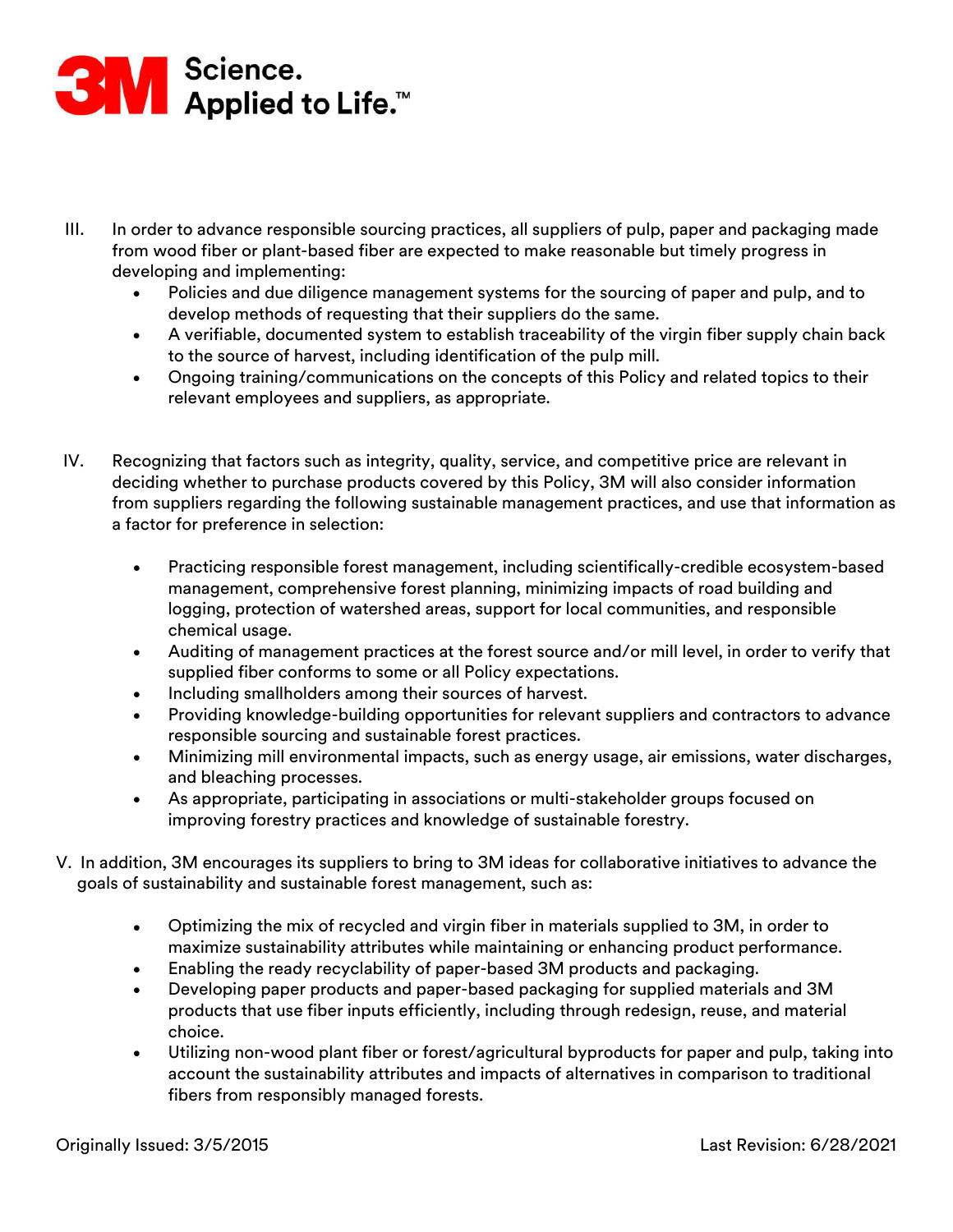III. In order to advance responsible sourcing practices, all suppliers of pulp, paper and packaging made from wood fiber or plant-based fiber are expected to make reasonable but timely progress in developing and implementing:

- Policies and due diligence management systems for the sourcing of paper and pulp, and to develop methods of requesting that their suppliers do the same.
- A verifiable, documented system to establish traceability of the virgin fiber supply chain back to the source of harvest, including identification of the pulp mill.
- Ongoing training/communications on the concepts of this Policy and related topics to their relevant employees and suppliers, as appropriate.

IV. Recognizing that factors such as integrity, quality, service, and competitive price are relevant in deciding whether to purchase products covered by this Policy, 3M will also consider information from suppliers regarding the following sustainable management practices, and use that information as a factor for preference in selection:

- Practicing responsible forest management, including scientifically-credible ecosystem-based management, comprehensive forest planning, minimizing impacts of road building and logging, protection of watershed areas, support for local communities, and responsible chemical usage.
- Auditing of management practices at the forest source and/or mill level, in order to verify that supplied fiber conforms to some or all Policy expectations.
- Including smallholders among their sources of harvest.
- Providing knowledge-building opportunities for relevant suppliers and contractors to advance responsible sourcing and sustainable forest practices.
- Minimizing mill environmental impacts, such as energy usage, air emissions, water discharges, and bleaching processes.
- As appropriate, participating in associations or multi-stakeholder groups focused on improving forestry practices and knowledge of sustainable forestry.

V. In addition, 3M encourages its suppliers to bring to 3M ideas for collaborative initiatives to advance the goals of sustainability and sustainable forest management, such as:

- Optimizing the mix of recycled and virgin fiber in materials supplied to 3M, in order to maximize sustainability attributes while maintaining or enhancing product performance.
- Enabling the ready recyclability of paper-based 3M products and packaging.
- Developing paper products and paper-based packaging for supplied materials and 3M products that use fiber inputs efficiently, including through redesign, reuse, and material choice.
- Utilizing non-wood plant fiber or forest/agricultural byproducts for paper and pulp, taking into account the sustainability attributes and impacts of alternatives in comparison to traditional fibers from responsibly managed forests.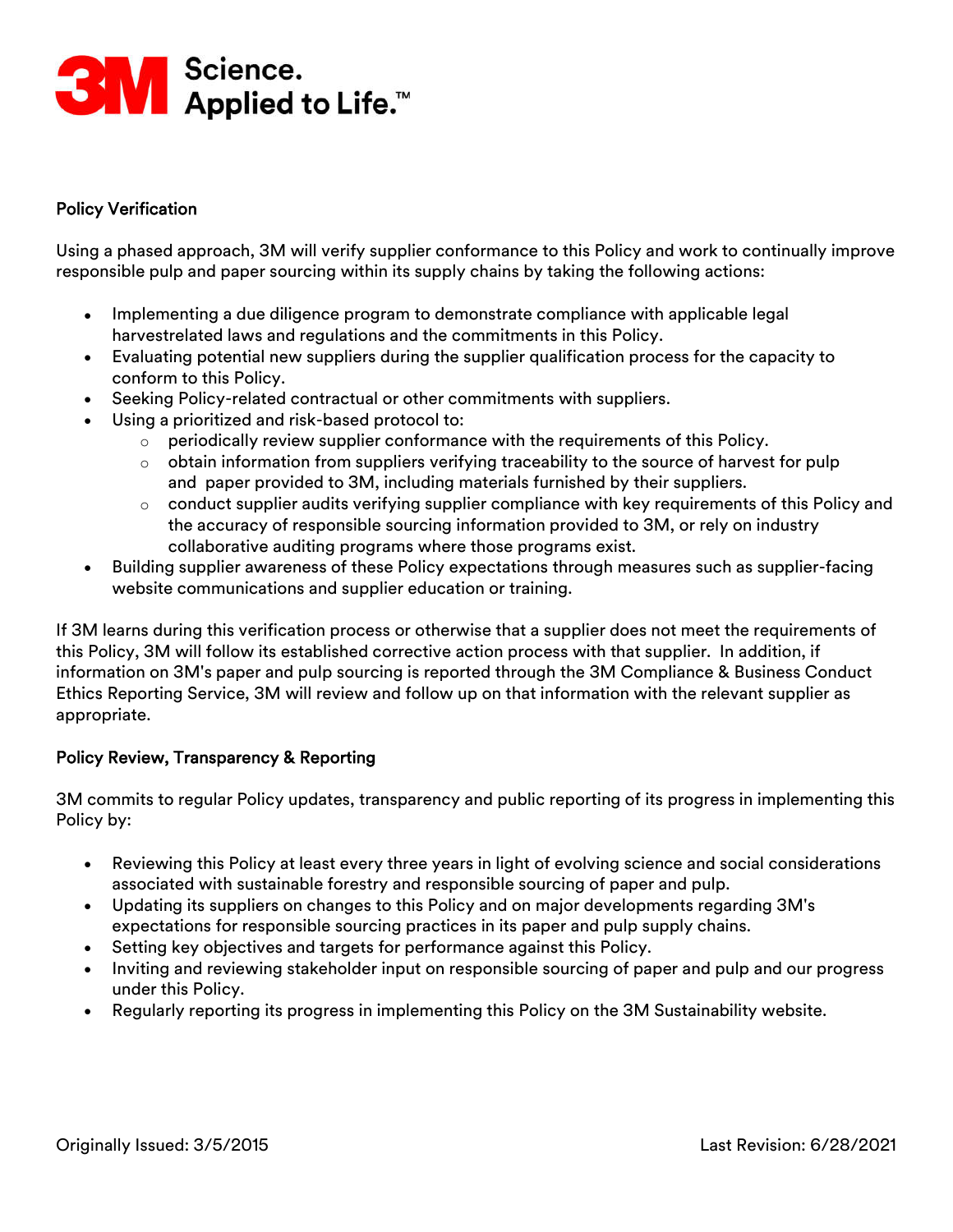## Policy Verification

Using a phased approach, 3M will verify supplier conformance to this Policy and work to continually improve responsible pulp and paper sourcing within its supply chains by taking the following actions:

- Implementing a due diligence program to demonstrate compliance with applicable legal harvestrelated laws and regulations and the commitments in this Policy.
- Evaluating potential new suppliers during the supplier qualification process for the capacity to conform to this Policy.
- Seeking Policy-related contractual or other commitments with suppliers.
- Using a prioritized and risk-based protocol to:
  - periodically review supplier conformance with the requirements of this Policy.
  - obtain information from suppliers verifying traceability to the source of harvest for pulp and paper provided to 3M, including materials furnished by their suppliers.
  - conduct supplier audits verifying supplier compliance with key requirements of this Policy and the accuracy of responsible sourcing information provided to 3M, or rely on industry collaborative auditing programs where those programs exist.
- Building supplier awareness of these Policy expectations through measures such as supplier-facing website communications and supplier education or training.

If 3M learns during this verification process or otherwise that a supplier does not meet the requirements of this Policy, 3M will follow its established corrective action process with that supplier. In addition, if information on 3M's paper and pulp sourcing is reported through the 3M Compliance & Business Conduct Ethics Reporting Service, 3M will review and follow up on that information with the relevant supplier as appropriate.

## Policy Review, Transparency & Reporting

3M commits to regular Policy updates, transparency and public reporting of its progress in implementing this Policy by:

- Reviewing this Policy at least every three years in light of evolving science and social considerations associated with sustainable forestry and responsible sourcing of paper and pulp.
- Updating its suppliers on changes to this Policy and on major developments regarding 3M's expectations for responsible sourcing practices in its paper and pulp supply chains.
- Setting key objectives and targets for performance against this Policy.
- Inviting and reviewing stakeholder input on responsible sourcing of paper and pulp and our progress under this Policy.
- Regularly reporting its progress in implementing this Policy on the 3M Sustainability website.

Originally Issued: 3/5/2015 Last Revision: 6/28/2021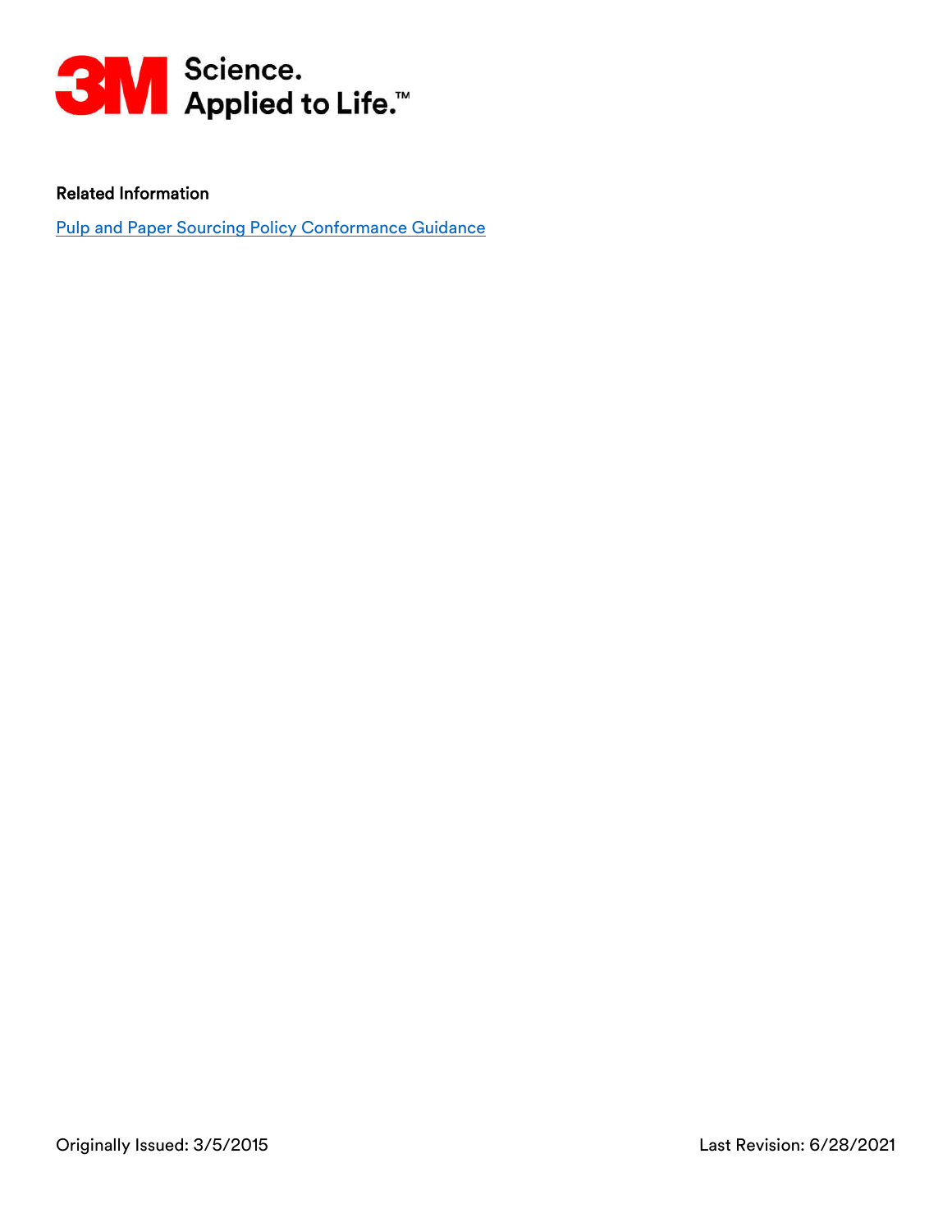**Related Information**

[Pulp and Paper Sourcing Policy Conformance Guidance]

Originally Issued: 3/5/2015

Last Revision: 6/28/2021